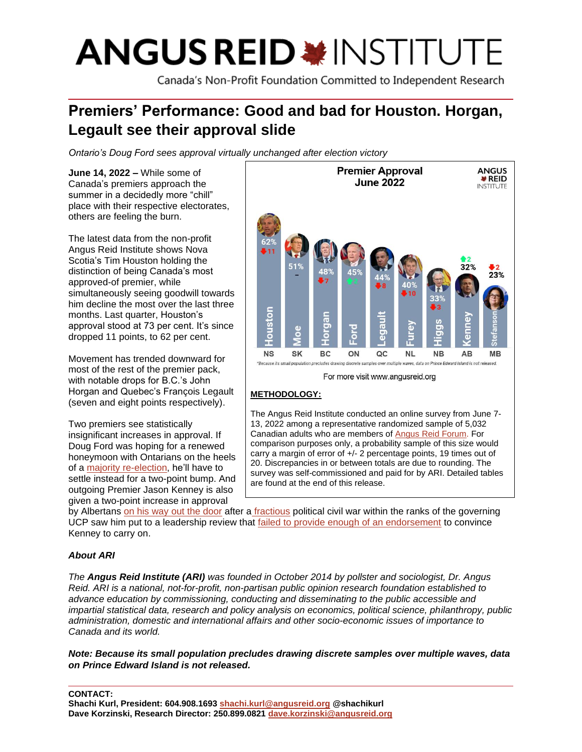# ANGUS REID INSTITUTE

Canada's Non-Profit Foundation Committed to Independent Research

## Premiers' Performance: Good and bad for Houston. Horgan, Legault see their approval slide

*Ontario's Doug Ford sees approval virtually unchanged after election victory*

**June 14, 2022 –** While some of Canada's premiers approach the summer in a decidedly more "chill" place with their respective electorates, others are feeling the burn.

The latest data from the non-profit Angus Reid Institute shows Nova Scotia's Tim Houston holding the distinction of being Canada's most approved-of premier, while simultaneously seeing goodwill towards him decline the most over the last three months. Last quarter, Houston's approval stood at 73 per cent. It's since dropped 11 points, to 62 per cent.

Movement has trended downward for most of the rest of the premier pack, with notable drops for B.C.'s John Horgan and Quebec's François Legault (seven and eight points respectively).

Two premiers see statistically insignificant increases in approval. If Doug Ford was hoping for a renewed honeymoon with Ontarians on the heels of a majority re-election, he'll have to settle instead for a two-point bump. And outgoing Premier Jason Kenney is also given a two-point increase in approval by Albertans on his way out the door after a fractious political civil war within the ranks of the governing UCP saw him put to a leadership review that failed to provide enough of an endorsement to convince Kenney to carry on.

**Premier Approval June 2022**

| Province | Premier | Approval | Change |
|---|---|---|---|
| NS | Houston | 62% | ↓11 |
| SK | Moe | 51% | – |
| BC | Horgan | 48% | ↓7 |
| ON | Ford | 45% | ↑2 |
| QC | Legault | 44% | ↓8 |
| NL | Furey | 40% | ↓10 |
| NB | Higgs | 33% | ↓3 |
| AB | Kenney | 32% | ↑2 |
| MB | Stefanson | 23% | ↓2 |

*Because its small population precludes drawing discrete samples over multiple waves, data on Prince Edward Island is not released.

For more visit www.angusreid.org

**METHODOLOGY:**

The Angus Reid Institute conducted an online survey from June 7-13, 2022 among a representative randomized sample of 5,032 Canadian adults who are members of Angus Reid Forum. For comparison purposes only, a probability sample of this size would carry a margin of error of +/- 2 percentage points, 19 times out of 20. Discrepancies in or between totals are due to rounding. The survey was self-commissioned and paid for by ARI. Detailed tables are found at the end of this release.

### *About ARI*

*The **Angus Reid Institute (ARI)** was founded in October 2014 by pollster and sociologist, Dr. Angus Reid. ARI is a national, not-for-profit, non-partisan public opinion research foundation established to advance education by commissioning, conducting and disseminating to the public accessible and impartial statistical data, research and policy analysis on economics, political science, philanthropy, public administration, domestic and international affairs and other socio-economic issues of importance to Canada and its world.*

***Note: Because its small population precludes drawing discrete samples over multiple waves, data on Prince Edward Island is not released.***

**CONTACT:**
**Shachi Kurl, President: 604.908.1693 shachi.kurl@angusreid.org @shachikurl**
**Dave Korzinski, Research Director: 250.899.0821 dave.korzinski@angusreid.org**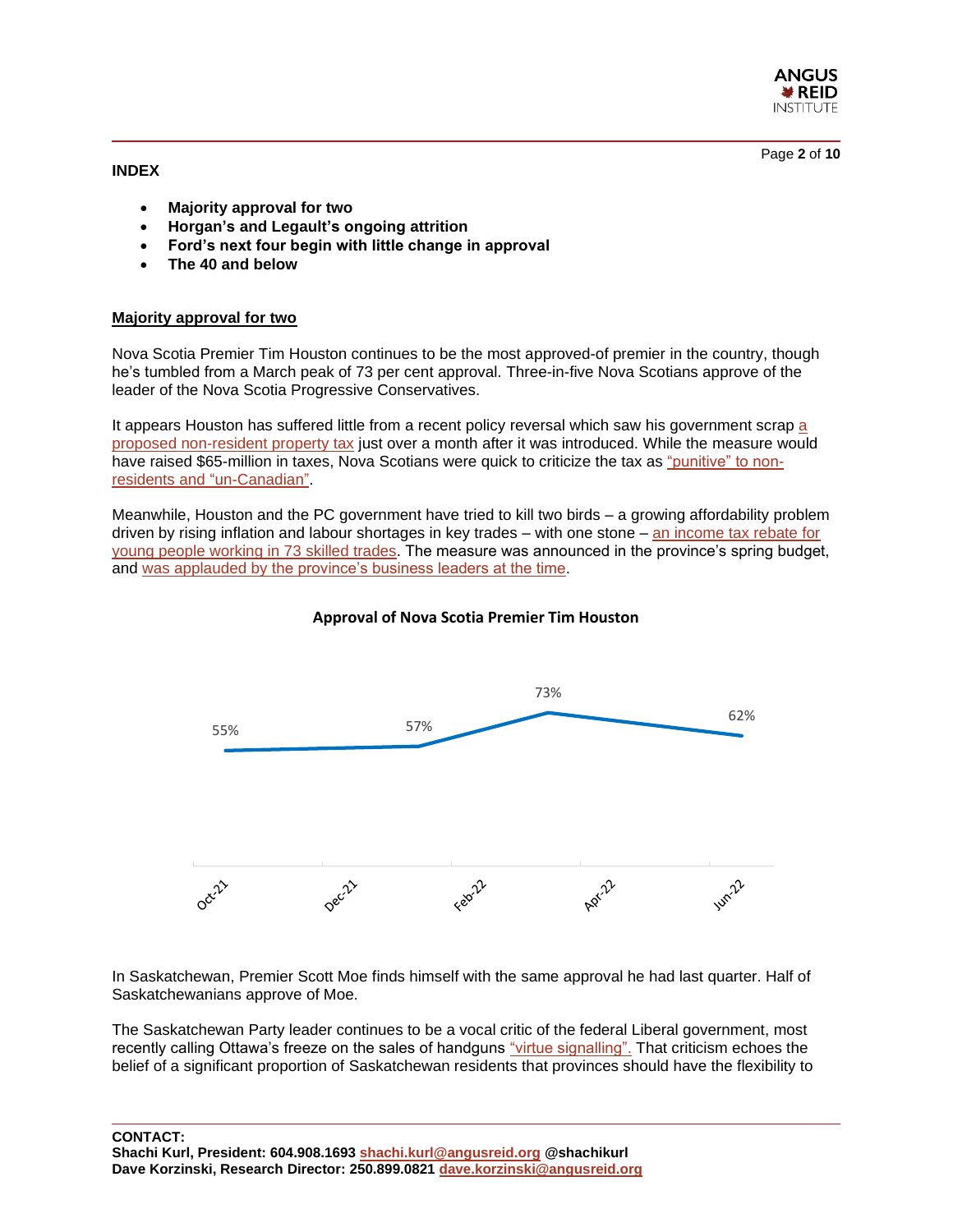## INDEX

- **Majority approval for two**
- **Horgan's and Legault's ongoing attrition**
- **Ford's next four begin with little change in approval**
- **The 40 and below**

## Majority approval for two

Nova Scotia Premier Tim Houston continues to be the most approved-of premier in the country, though he's tumbled from a March peak of 73 per cent approval. Three-in-five Nova Scotians approve of the leader of the Nova Scotia Progressive Conservatives.

It appears Houston has suffered little from a recent policy reversal which saw his government scrap a proposed non-resident property tax just over a month after it was introduced. While the measure would have raised $65-million in taxes, Nova Scotians were quick to criticize the tax as "punitive" to non-residents and "un-Canadian".

Meanwhile, Houston and the PC government have tried to kill two birds – a growing affordability problem driven by rising inflation and labour shortages in key trades – with one stone – an income tax rebate for young people working in 73 skilled trades. The measure was announced in the province's spring budget, and was applauded by the province's business leaders at the time.

**Approval of Nova Scotia Premier Tim Houston**

| | Oct-21 | Dec-21 | Mar-22 | Jun-22 |
|---|---|---|---|---|
| Approval | 55% | 57% | 73% | 62% |

In Saskatchewan, Premier Scott Moe finds himself with the same approval he had last quarter. Half of Saskatchewanians approve of Moe.

The Saskatchewan Party leader continues to be a vocal critic of the federal Liberal government, most recently calling Ottawa's freeze on the sales of handguns "virtue signalling". That criticism echoes the belief of a significant proportion of Saskatchewan residents that provinces should have the flexibility to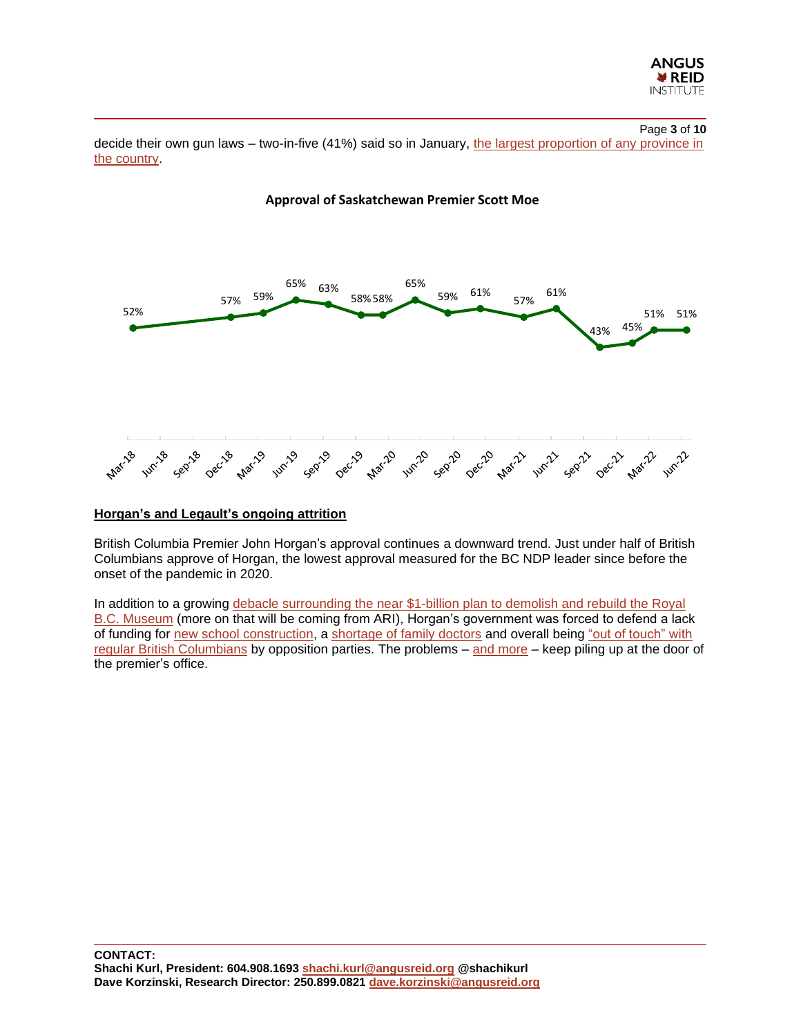decide their own gun laws – two-in-five (41%) said so in January, the largest proportion of any province in the country.

**Approval of Saskatchewan Premier Scott Moe**

| Mar-18 | Dec-18 | Mar-19 | Jun-19 | Sep-19 | Dec-19 | Mar-20 | Jun-20 | Sep-20 | Dec-20 | Mar-21 | Jun-21 | Sep-21 | Dec-21 | Mar-22 | Jun-22 |
|---|---|---|---|---|---|---|---|---|---|---|---|---|---|---|---|
| 52% | 57% | 59% | 65% | 63% | 58% | 58% | 65% | 59% | 61% | 57% | 61% | 43% | 45% | 51% | 51% |

## Horgan's and Legault's ongoing attrition

British Columbia Premier John Horgan's approval continues a downward trend. Just under half of British Columbians approve of Horgan, the lowest approval measured for the BC NDP leader since before the onset of the pandemic in 2020.

In addition to a growing debacle surrounding the near $1-billion plan to demolish and rebuild the Royal B.C. Museum (more on that will be coming from ARI), Horgan's government was forced to defend a lack of funding for new school construction, a shortage of family doctors and overall being "out of touch" with regular British Columbians by opposition parties. The problems – and more – keep piling up at the door of the premier's office.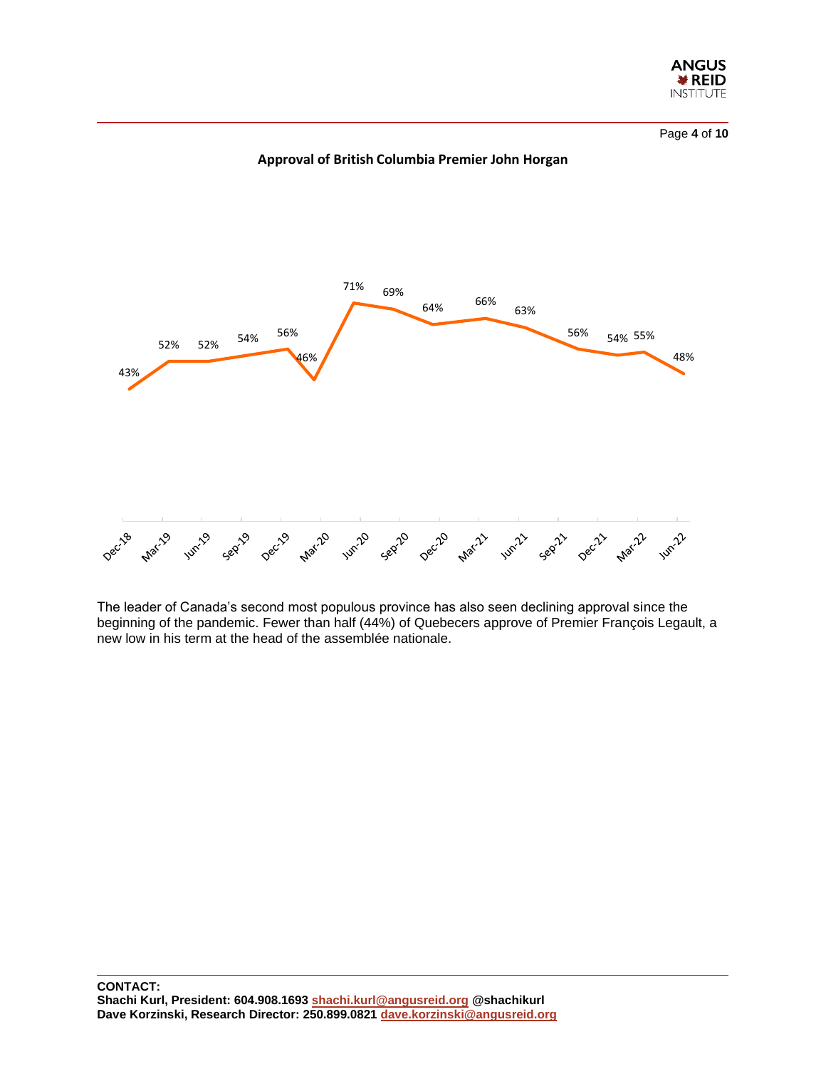**Approval of British Columbia Premier John Horgan**

| Date | Approval |
|---|---|
| Dec-18 | 43% |
| Mar-19 | 52% |
| Jun-19 | 52% |
| Sep-19 | 54% |
| Dec-19 | 56% |
| Mar-20 | 46% |
| Jun-20 | 71% |
| Sep-20 | 69% |
| Dec-20 | 64% |
| Mar-21 | 66% |
| Jun-21 | 63% |
| Sep-21 | 56% |
| Dec-21 | 54% |
| Mar-22 | 55% |
| Jun-22 | 48% |

The leader of Canada's second most populous province has also seen declining approval since the beginning of the pandemic. Fewer than half (44%) of Quebecers approve of Premier François Legault, a new low in his term at the head of the assemblée nationale.

**CONTACT:**
**Shachi Kurl, President: 604.908.1693 shachi.kurl@angusreid.org @shachikurl**
**Dave Korzinski, Research Director: 250.899.0821 dave.korzinski@angusreid.org**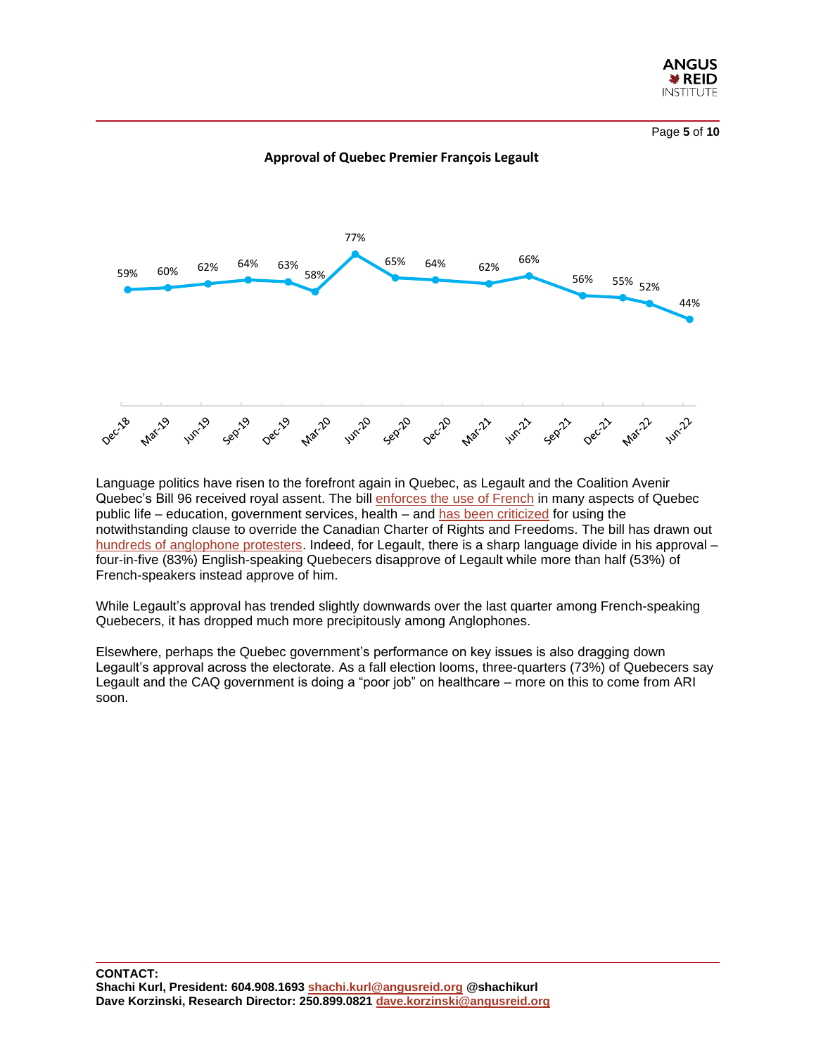**Approval of Quebec Premier François Legault**

| Dec-18 | Mar-19 | Jun-19 | Sep-19 | Dec-19 | Mar-20 | Jun-20 | Sep-20 | Dec-20 | Mar-21 | Jun-21 | Sep-21 | Dec-21 | Mar-22 | Jun-22 |
|---|---|---|---|---|---|---|---|---|---|---|---|---|---|---|
| 59% | 60% | 62% | 64% | 63% | 58% | 77% | 65% | 64% | 62% | 66% | 56% | 55% | 52% | 44% |

Language politics have risen to the forefront again in Quebec, as Legault and the Coalition Avenir Quebec's Bill 96 received royal assent. The bill enforces the use of French in many aspects of Quebec public life – education, government services, health – and has been criticized for using the notwithstanding clause to override the Canadian Charter of Rights and Freedoms. The bill has drawn out hundreds of anglophone protesters. Indeed, for Legault, there is a sharp language divide in his approval – four-in-five (83%) English-speaking Quebecers disapprove of Legault while more than half (53%) of French-speakers instead approve of him.

While Legault's approval has trended slightly downwards over the last quarter among French-speaking Quebecers, it has dropped much more precipitously among Anglophones.

Elsewhere, perhaps the Quebec government's performance on key issues is also dragging down Legault's approval across the electorate. As a fall election looms, three-quarters (73%) of Quebecers say Legault and the CAQ government is doing a "poor job" on healthcare – more on this to come from ARI soon.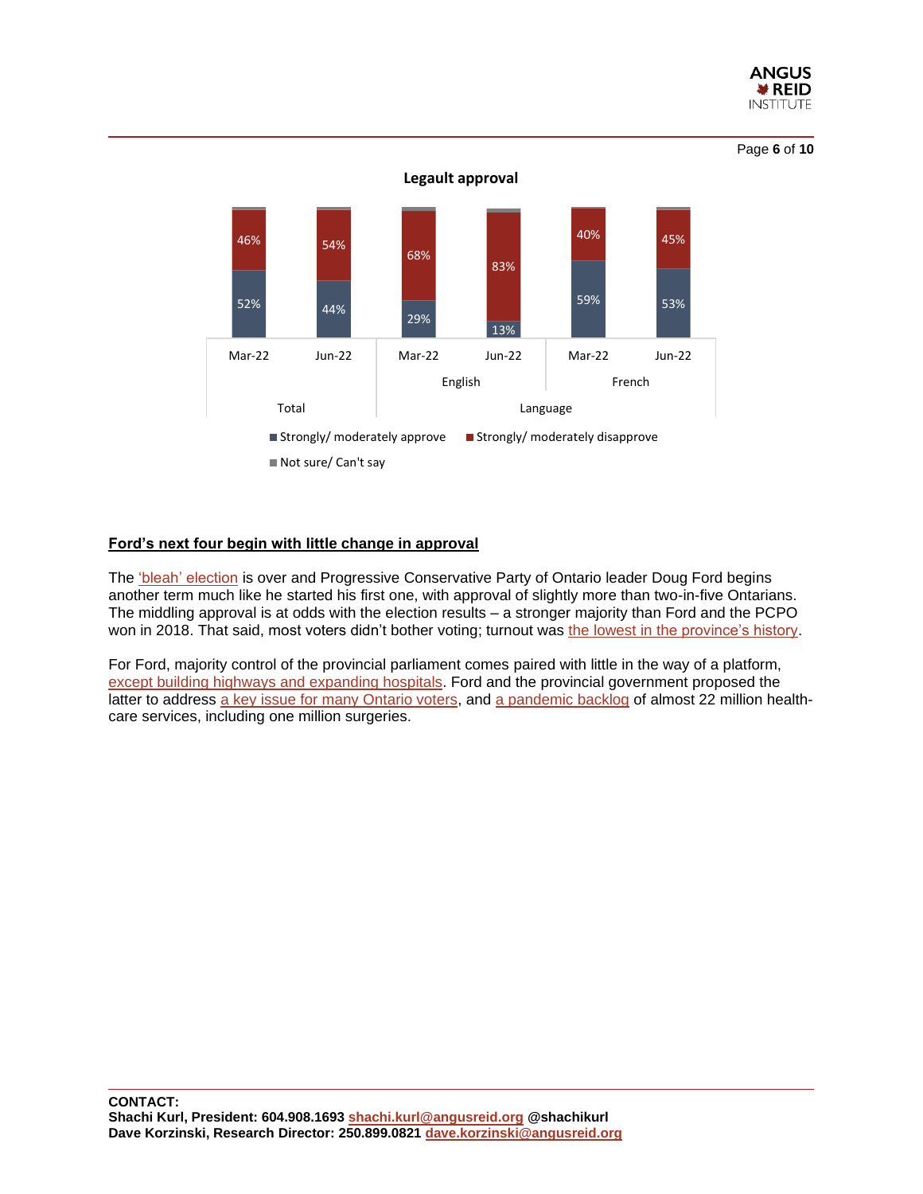**Legault approval**

| | Total | | Language | | | |
|---|---|---|---|---|---|---|
| | | | English | | French | |
| | Mar-22 | Jun-22 | Mar-22 | Jun-22 | Mar-22 | Jun-22 |
| Strongly/ moderately approve | 52% | 44% | 29% | 13% | 59% | 53% |
| Strongly/ moderately disapprove | 46% | 54% | 68% | 83% | 40% | 45% |
| Not sure/ Can't say | | | | | | |

## Ford's next four begin with little change in approval

The 'bleah' election is over and Progressive Conservative Party of Ontario leader Doug Ford begins another term much like he started his first one, with approval of slightly more than two-in-five Ontarians. The middling approval is at odds with the election results – a stronger majority than Ford and the PCPO won in 2018. That said, most voters didn't bother voting; turnout was the lowest in the province's history.

For Ford, majority control of the provincial parliament comes paired with little in the way of a platform, except building highways and expanding hospitals. Ford and the provincial government proposed the latter to address a key issue for many Ontario voters, and a pandemic backlog of almost 22 million health-care services, including one million surgeries.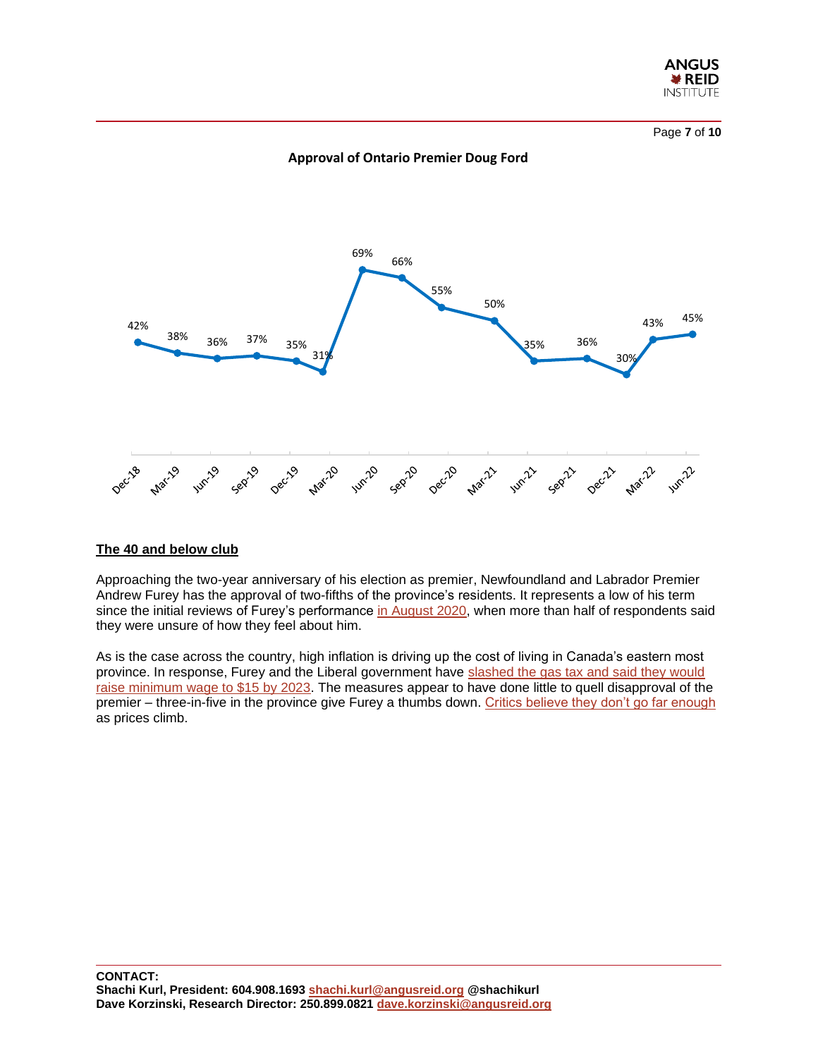**Approval of Ontario Premier Doug Ford**

| Date | Approval |
| --- | --- |
| Dec-18 | 42% |
| Mar-19 | 38% |
| Jun-19 | 36% |
| Sep-19 | 37% |
| Dec-19 | 35% |
| Mar-20 | 31% |
| Jun-20 | 69% |
| Sep-20 | 66% |
| Dec-20 | 55% |
| Mar-21 | 50% |
| Jun-21 | 35% |
| Sep-21 | 36% |
| Dec-21 | 30% |
| Mar-22 | 43% |
| Jun-22 | 45% |

## The 40 and below club

Approaching the two-year anniversary of his election as premier, Newfoundland and Labrador Premier Andrew Furey has the approval of two-fifths of the province's residents. It represents a low of his term since the initial reviews of Furey's performance in August 2020, when more than half of respondents said they were unsure of how they feel about him.

As is the case across the country, high inflation is driving up the cost of living in Canada's eastern most province. In response, Furey and the Liberal government have slashed the gas tax and said they would raise minimum wage to $15 by 2023. The measures appear to have done little to quell disapproval of the premier – three-in-five in the province give Furey a thumbs down. Critics believe they don't go far enough as prices climb.

**CONTACT:**
**Shachi Kurl, President: 604.908.1693 shachi.kurl@angusreid.org @shachikurl**
**Dave Korzinski, Research Director: 250.899.0821 dave.korzinski@angusreid.org**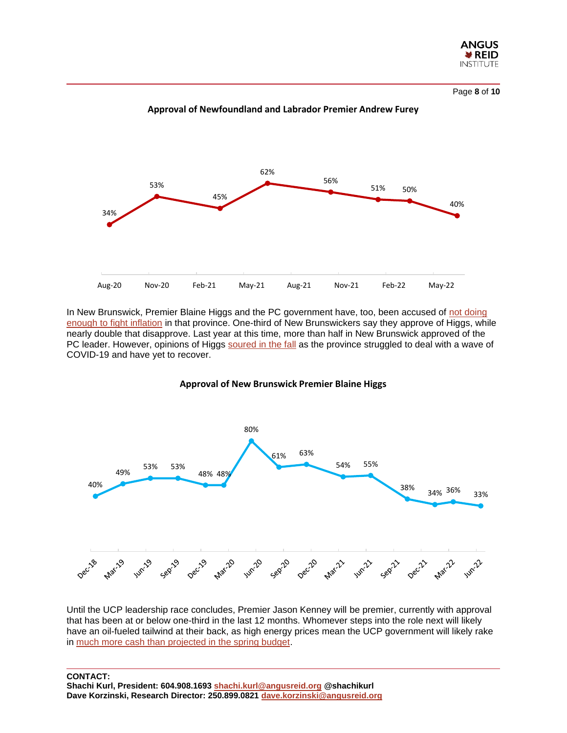**Approval of Newfoundland and Labrador Premier Andrew Furey**

| Date | Approval |
|---|---|
| Aug-20 | 34% |
| Nov-20 | 53% |
| Feb-21 | 45% |
| May-21 | 62% |
| Oct-21 | 56% |
| Jan-22 | 51% |
| Mar-22 | 50% |
| Jun-22 | 40% |

In New Brunswick, Premier Blaine Higgs and the PC government have, too, been accused of not doing enough to fight inflation in that province. One-third of New Brunswickers say they approve of Higgs, while nearly double that disapprove. Last year at this time, more than half in New Brunswick approved of the PC leader. However, opinions of Higgs soured in the fall as the province struggled to deal with a wave of COVID-19 and have yet to recover.

**Approval of New Brunswick Premier Blaine Higgs**

| Date | Approval |
|---|---|
| Dec-18 | 40% |
| Mar-19 | 49% |
| Jun-19 | 53% |
| Sep-19 | 53% |
| Dec-19 | 48% |
| Mar-20 | 48% |
| Jun-20 | 80% |
| Sep-20 | 61% |
| Dec-20 | 63% |
| Mar-21 | 54% |
| Jun-21 | 55% |
| Oct-21 | 38% |
| Jan-22 | 34% |
| Mar-22 | 36% |
| Jun-22 | 33% |

Until the UCP leadership race concludes, Premier Jason Kenney will be premier, currently with approval that has been at or below one-third in the last 12 months. Whomever steps into the role next will likely have an oil-fueled tailwind at their back, as high energy prices mean the UCP government will likely rake in much more cash than projected in the spring budget.

**CONTACT:**
**Shachi Kurl, President: 604.908.1693 shachi.kurl@angusreid.org @shachikurl**
**Dave Korzinski, Research Director: 250.899.0821 dave.korzinski@angusreid.org**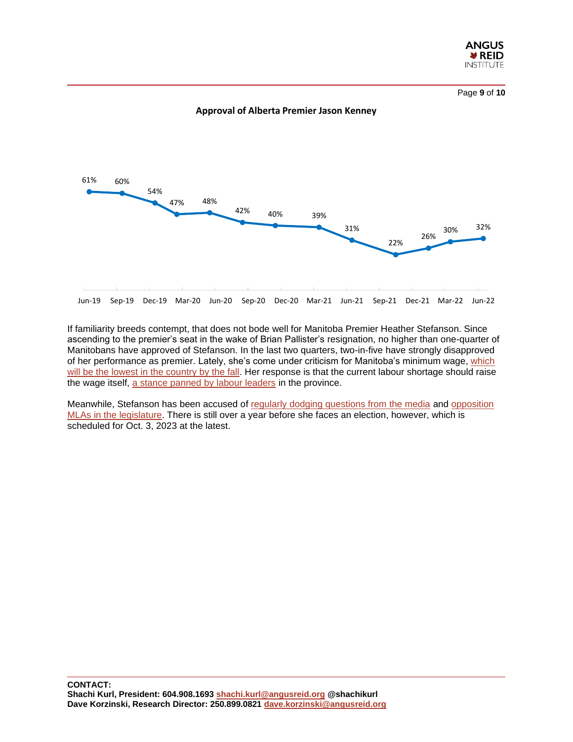**Approval of Alberta Premier Jason Kenney**

| Jun-19 | Sep-19 | Dec-19 | Mar-20 | Jun-20 | Sep-20 | Dec-20 | Mar-21 | Jun-21 | Sep-21 | Dec-21 | Mar-22 | Jun-22 |
|---|---|---|---|---|---|---|---|---|---|---|---|---|
| 61% | 60% | 54% | 47% | 48% | 42% | 40% | 39% | 31% | 22% | 26% | 30% | 32% |

If familiarity breeds contempt, that does not bode well for Manitoba Premier Heather Stefanson. Since ascending to the premier's seat in the wake of Brian Pallister's resignation, no higher than one-quarter of Manitobans have approved of Stefanson. In the last two quarters, two-in-five have strongly disapproved of her performance as premier. Lately, she's come under criticism for Manitoba's minimum wage, which will be the lowest in the country by the fall. Her response is that the current labour shortage should raise the wage itself, a stance panned by labour leaders in the province.

Meanwhile, Stefanson has been accused of regularly dodging questions from the media and opposition MLAs in the legislature. There is still over a year before she faces an election, however, which is scheduled for Oct. 3, 2023 at the latest.

**CONTACT:**
**Shachi Kurl, President: 604.908.1693 shachi.kurl@angusreid.org @shachikurl**
**Dave Korzinski, Research Director: 250.899.0821 dave.korzinski@angusreid.org**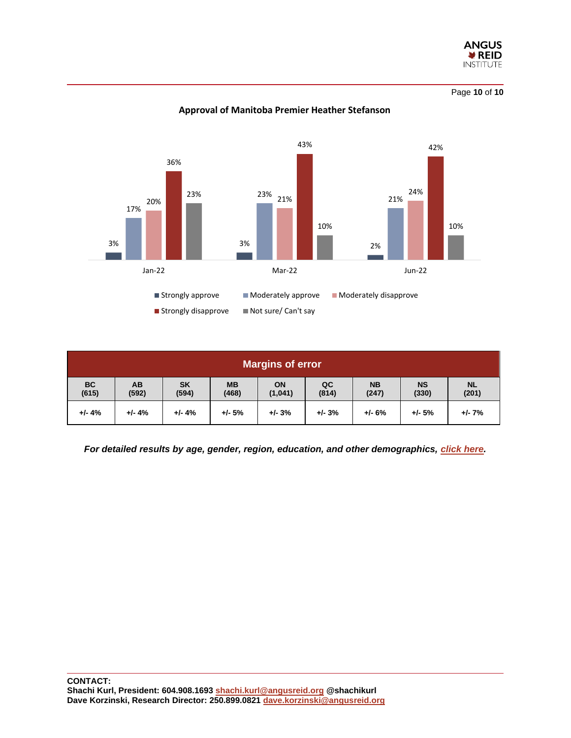### Approval of Manitoba Premier Heather Stefanson

Jan-22: 3%, 17%, 20%, 36%, 23%

Mar-22: 3%, 23%, 21%, 43%, 10%

Jun-22: 2%, 21%, 24%, 42%, 10%

Strongly approve, Moderately approve, Moderately disapprove, Strongly disapprove, Not sure/ Can't say

| Margins of error | | | | | | | | |
|---|---|---|---|---|---|---|---|---|
| **BC (615)** | **AB (592)** | **SK (594)** | **MB (468)** | **ON (1,041)** | **QC (814)** | **NB (247)** | **NS (330)** | **NL (201)** |
| **+/- 4%** | **+/- 4%** | **+/- 4%** | **+/- 5%** | **+/- 3%** | **+/- 3%** | **+/- 6%** | **+/- 5%** | **+/- 7%** |

***For detailed results by age, gender, region, education, and other demographics, click here.***

**CONTACT:**
**Shachi Kurl, President: 604.908.1693 shachi.kurl@angusreid.org @shachikurl**
**Dave Korzinski, Research Director: 250.899.0821 dave.korzinski@angusreid.org**